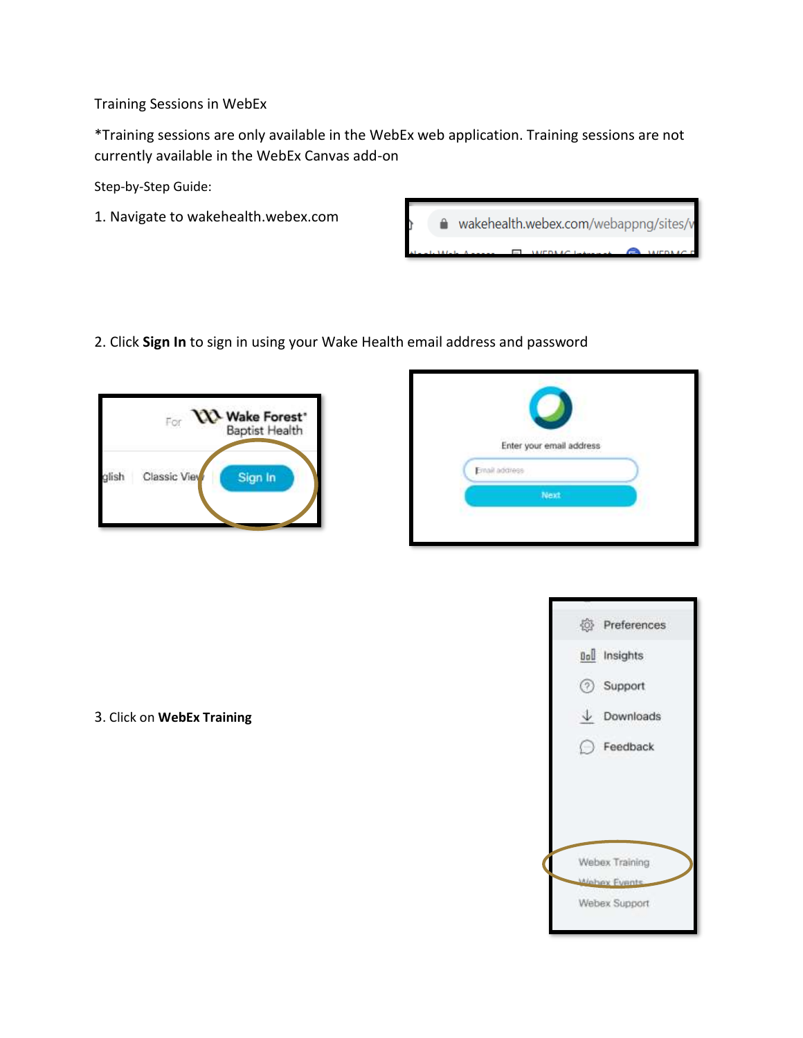Training Sessions in WebEx

*Training sessions are only available in the WebEx web application. Training sessions are not currently available in the WebEx Canvas add-on

Step-by-Step Guide:

1. Navigate to wakehealth.webex.com

2. Click **Sign In** to sign in using your Wake Health email address and password

3. Click on **WebEx Training**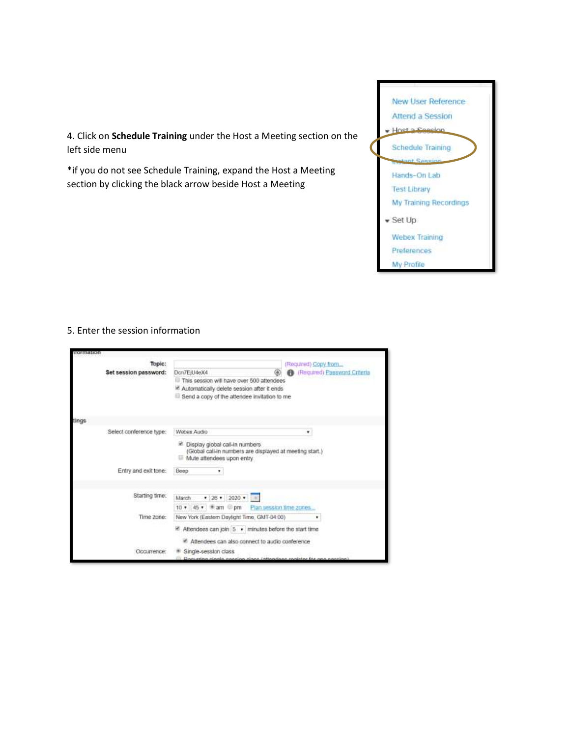4. Click on **Schedule Training** under the Host a Meeting section on the left side menu

*if you do not see Schedule Training, expand the Host a Meeting section by clicking the black arrow beside Host a Meeting

5. Enter the session information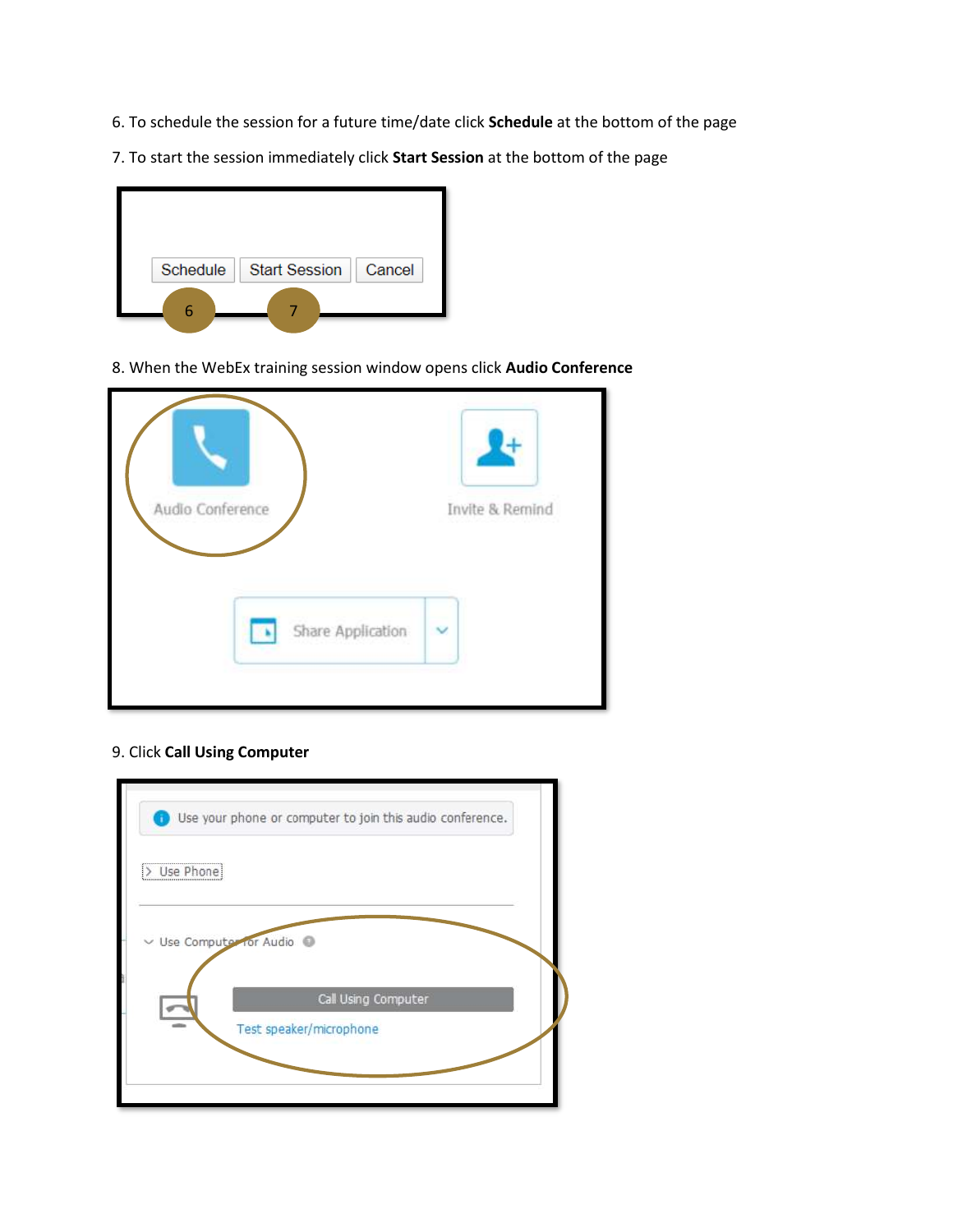6. To schedule the session for a future time/date click **Schedule** at the bottom of the page

7. To start the session immediately click **Start Session** at the bottom of the page

8. When the WebEx training session window opens click **Audio Conference**

9. Click **Call Using Computer**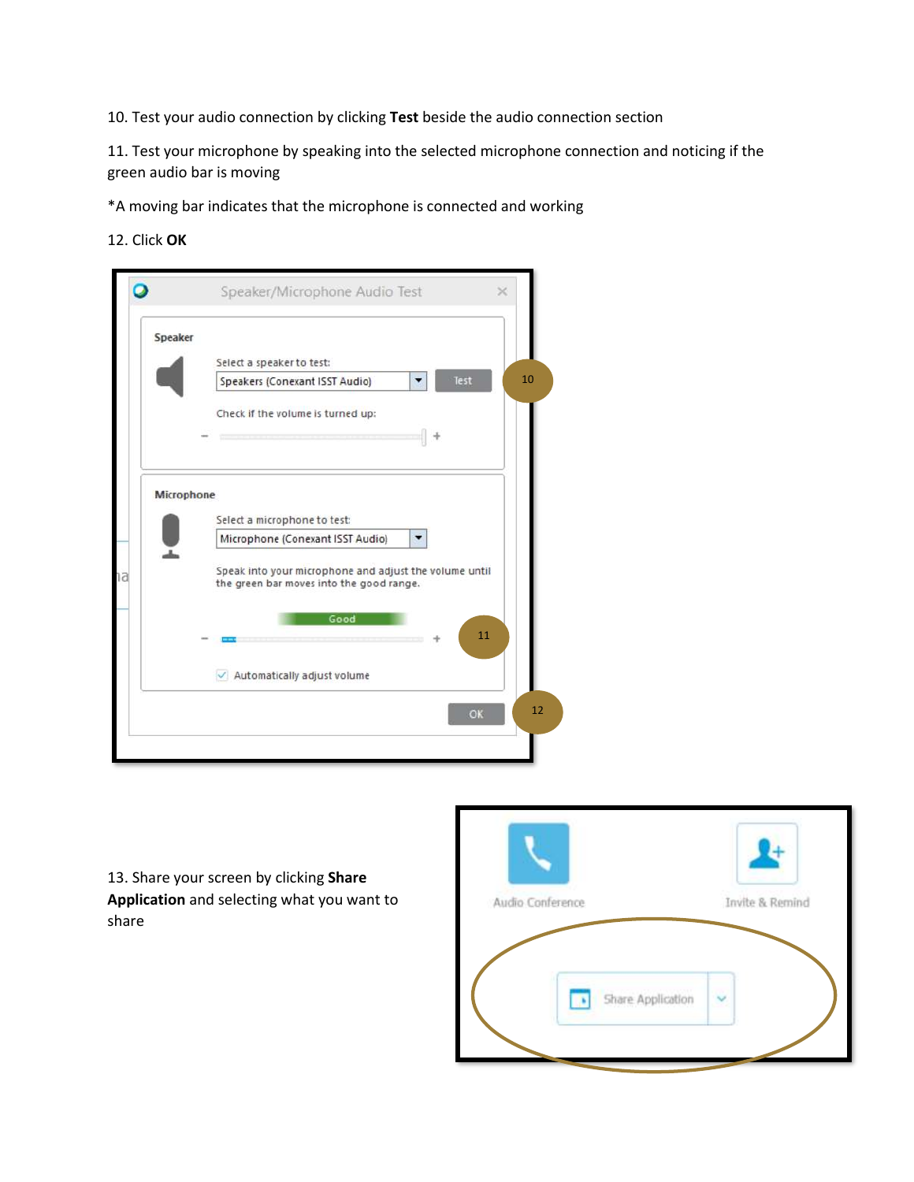10. Test your audio connection by clicking **Test** beside the audio connection section

11. Test your microphone by speaking into the selected microphone connection and noticing if the green audio bar is moving

*A moving bar indicates that the microphone is connected and working

12. Click **OK**

13. Share your screen by clicking **Share Application** and selecting what you want to share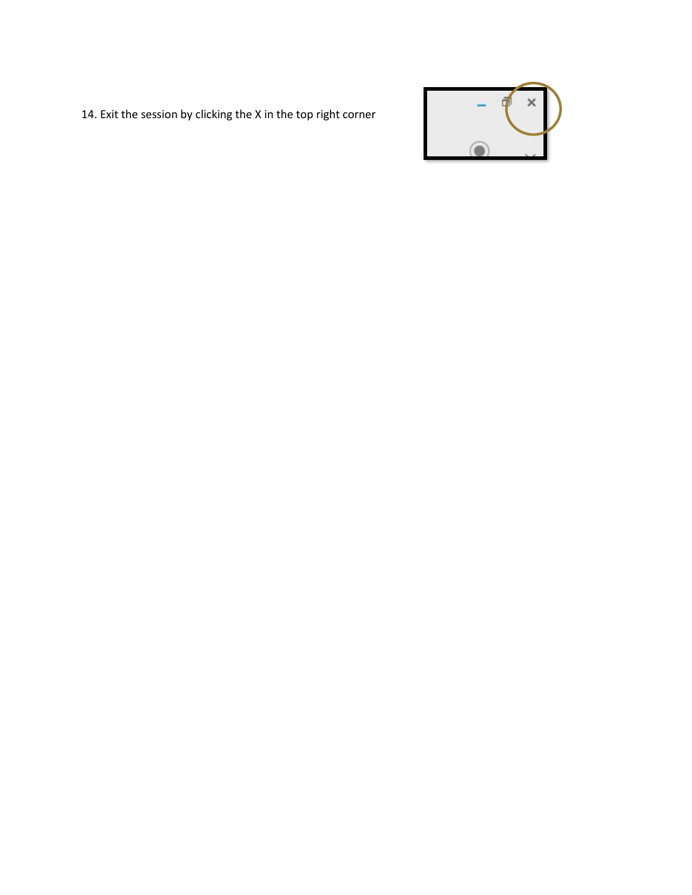14. Exit the session by clicking the X in the top right corner